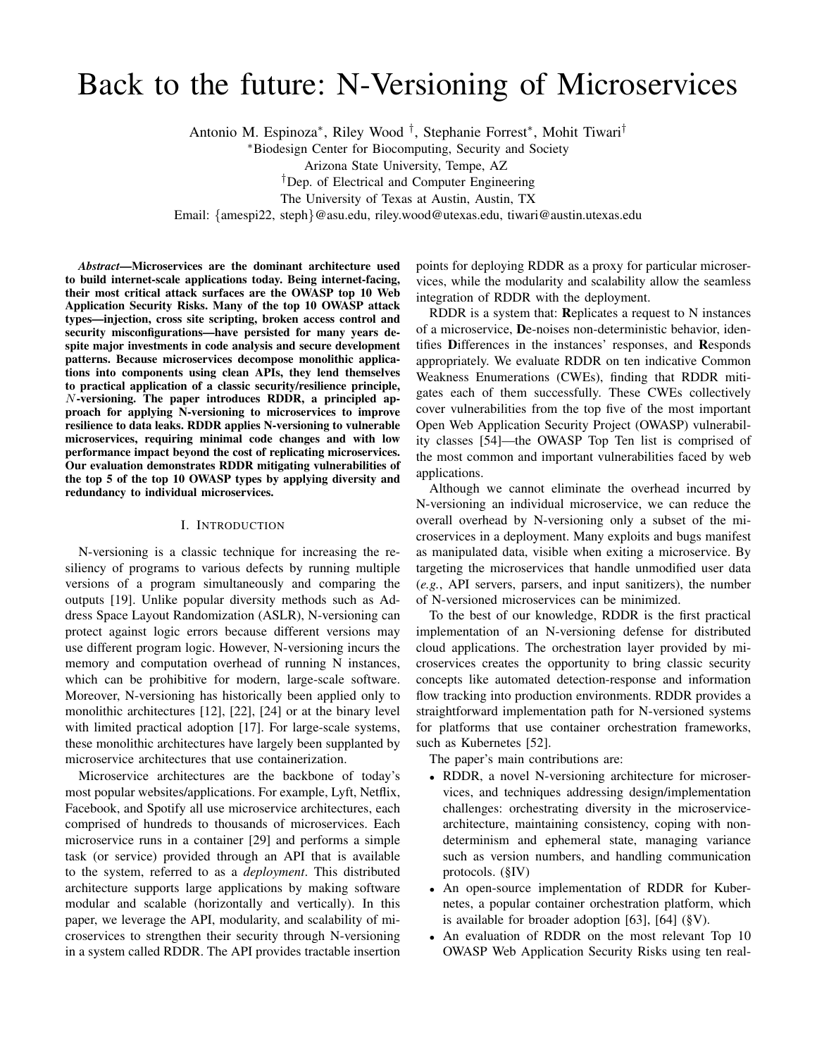# Back to the future: N-Versioning of Microservices

Antonio M. Espinoza*, Riley Wood [†], Stephanie Forrest*, Mohit Tiwari[†]

*Biodesign Center for Biocomputing, Security and Society
Arizona State University, Tempe, AZ

[†]Dep. of Electrical and Computer Engineering
The University of Texas at Austin, Austin, TX

Email: {amespi22, steph}@asu.edu, riley.wood@utexas.edu, tiwari@austin.utexas.edu

***Abstract*—Microservices are the dominant architecture used to build internet-scale applications today. Being internet-facing, their most critical attack surfaces are the OWASP top 10 Web Application Security Risks. Many of the top 10 OWASP attack types—injection, cross site scripting, broken access control and security misconfigurations—have persisted for many years despite major investments in code analysis and secure development patterns. Because microservices decompose monolithic applications into components using clean APIs, they lend themselves to practical application of a classic security/resilience principle, $N$-versioning. The paper introduces RDDR, a principled approach for applying N-versioning to microservices to improve resilience to data leaks. RDDR applies N-versioning to vulnerable microservices, requiring minimal code changes and with low performance impact beyond the cost of replicating microservices. Our evaluation demonstrates RDDR mitigating vulnerabilities of the top 5 of the top 10 OWASP types by applying diversity and redundancy to individual microservices.**

## I. Introduction

N-versioning is a classic technique for increasing the resiliency of programs to various defects by running multiple versions of a program simultaneously and comparing the outputs [19]. Unlike popular diversity methods such as Address Space Layout Randomization (ASLR), N-versioning can protect against logic errors because different versions may use different program logic. However, N-versioning incurs the memory and computation overhead of running N instances, which can be prohibitive for modern, large-scale software. Moreover, N-versioning has historically been applied only to monolithic architectures [12], [22], [24] or at the binary level with limited practical adoption [17]. For large-scale systems, these monolithic architectures have largely been supplanted by microservice architectures that use containerization.

Microservice architectures are the backbone of today's most popular websites/applications. For example, Lyft, Netflix, Facebook, and Spotify all use microservice architectures, each comprised of hundreds to thousands of microservices. Each microservice runs in a container [29] and performs a simple task (or service) provided through an API that is available to the system, referred to as a *deployment*. This distributed architecture supports large applications by making software modular and scalable (horizontally and vertically). In this paper, we leverage the API, modularity, and scalability of microservices to strengthen their security through N-versioning in a system called RDDR. The API provides tractable insertion points for deploying RDDR as a proxy for particular microservices, while the modularity and scalability allow the seamless integration of RDDR with the deployment.

RDDR is a system that: **R**eplicates a request to N instances of a microservice, **D**e-noises non-deterministic behavior, identifies **D**ifferences in the instances' responses, and **R**esponds appropriately. We evaluate RDDR on ten indicative Common Weakness Enumerations (CWEs), finding that RDDR mitigates each of them successfully. These CWEs collectively cover vulnerabilities from the top five of the most important Open Web Application Security Project (OWASP) vulnerability classes [54]—the OWASP Top Ten list is comprised of the most common and important vulnerabilities faced by web applications.

Although we cannot eliminate the overhead incurred by N-versioning an individual microservice, we can reduce the overall overhead by N-versioning only a subset of the microservices in a deployment. Many exploits and bugs manifest as manipulated data, visible when exiting a microservice. By targeting the microservices that handle unmodified user data (*e.g.*, API servers, parsers, and input sanitizers), the number of N-versioned microservices can be minimized.

To the best of our knowledge, RDDR is the first practical implementation of an N-versioning defense for distributed cloud applications. The orchestration layer provided by microservices creates the opportunity to bring classic security concepts like automated detection-response and information flow tracking into production environments. RDDR provides a straightforward implementation path for N-versioned systems for platforms that use container orchestration frameworks, such as Kubernetes [52].

The paper's main contributions are:

- RDDR, a novel N-versioning architecture for microservices, and techniques addressing design/implementation challenges: orchestrating diversity in the microservice-architecture, maintaining consistency, coping with non-determinism and ephemeral state, managing variance such as version numbers, and handling communication protocols. (§IV)
- An open-source implementation of RDDR for Kubernetes, a popular container orchestration platform, which is available for broader adoption [63], [64] (§V).
- An evaluation of RDDR on the most relevant Top 10 OWASP Web Application Security Risks using ten real-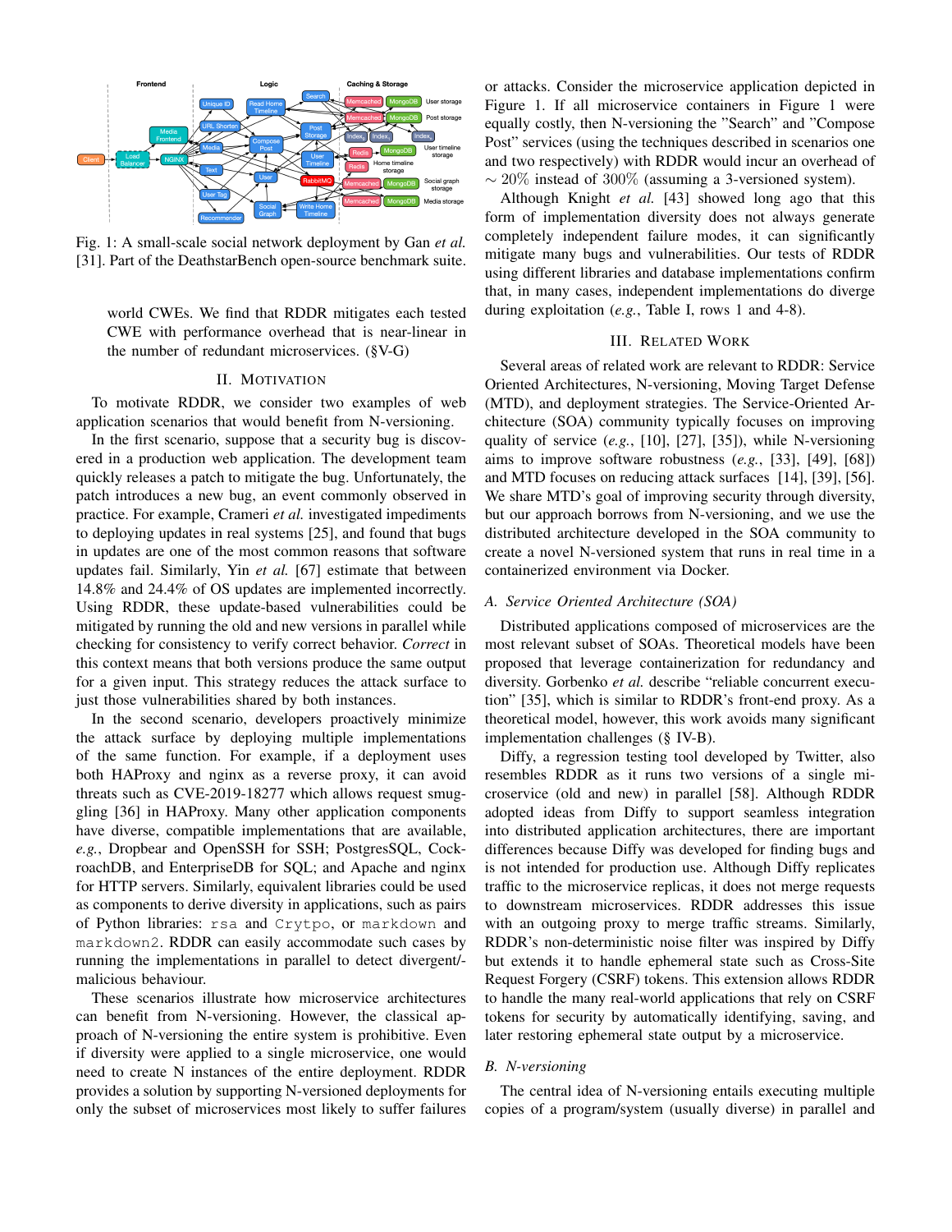Fig. 1: A small-scale social network deployment by Gan *et al.* [31]. Part of the DeathstarBench open-source benchmark suite.

world CWEs. We find that RDDR mitigates each tested CWE with performance overhead that is near-linear in the number of redundant microservices. (§V-G)

## II. Motivation

To motivate RDDR, we consider two examples of web application scenarios that would benefit from N-versioning.

In the first scenario, suppose that a security bug is discovered in a production web application. The development team quickly releases a patch to mitigate the bug. Unfortunately, the patch introduces a new bug, an event commonly observed in practice. For example, Crameri *et al.* investigated impediments to deploying updates in real systems [25], and found that bugs in updates are one of the most common reasons that software updates fail. Similarly, Yin *et al.* [67] estimate that between 14.8% and 24.4% of OS updates are implemented incorrectly. Using RDDR, these update-based vulnerabilities could be mitigated by running the old and new versions in parallel while checking for consistency to verify correct behavior. *Correct* in this context means that both versions produce the same output for a given input. This strategy reduces the attack surface to just those vulnerabilities shared by both instances.

In the second scenario, developers proactively minimize the attack surface by deploying multiple implementations of the same function. For example, if a deployment uses both HAProxy and nginx as a reverse proxy, it can avoid threats such as CVE-2019-18277 which allows request smuggling [36] in HAProxy. Many other application components have diverse, compatible implementations that are available, *e.g.*, Dropbear and OpenSSH for SSH; PostgresSQL, CockroachDB, and EnterpriseDB for SQL; and Apache and nginx for HTTP servers. Similarly, equivalent libraries could be used as components to derive diversity in applications, such as pairs of Python libraries: `rsa` and `Crytpo`, or `markdown` and `markdown2`. RDDR can easily accommodate such cases by running the implementations in parallel to detect divergent/malicious behaviour.

These scenarios illustrate how microservice architectures can benefit from N-versioning. However, the classical approach of N-versioning the entire system is prohibitive. Even if diversity were applied to a single microservice, one would need to create N instances of the entire deployment. RDDR provides a solution by supporting N-versioned deployments for only the subset of microservices most likely to suffer failures or attacks. Consider the microservice application depicted in Figure 1. If all microservice containers in Figure 1 were equally costly, then N-versioning the "Search" and "Compose Post" services (using the techniques described in scenarios one and two respectively) with RDDR would incur an overhead of $\sim 20\%$ instead of 300% (assuming a 3-versioned system).

Although Knight *et al.* [43] showed long ago that this form of implementation diversity does not always generate completely independent failure modes, it can significantly mitigate many bugs and vulnerabilities. Our tests of RDDR using different libraries and database implementations confirm that, in many cases, independent implementations do diverge during exploitation (*e.g.*, Table I, rows 1 and 4-8).

## III. Related Work

Several areas of related work are relevant to RDDR: Service Oriented Architectures, N-versioning, Moving Target Defense (MTD), and deployment strategies. The Service-Oriented Architecture (SOA) community typically focuses on improving quality of service (*e.g.*, [10], [27], [35]), while N-versioning aims to improve software robustness (*e.g.*, [33], [49], [68]) and MTD focuses on reducing attack surfaces [14], [39], [56]. We share MTD's goal of improving security through diversity, but our approach borrows from N-versioning, and we use the distributed architecture developed in the SOA community to create a novel N-versioned system that runs in real time in a containerized environment via Docker.

### A. Service Oriented Architecture (SOA)

Distributed applications composed of microservices are the most relevant subset of SOAs. Theoretical models have been proposed that leverage containerization for redundancy and diversity. Gorbenko *et al.* describe "reliable concurrent execution" [35], which is similar to RDDR's front-end proxy. As a theoretical model, however, this work avoids many significant implementation challenges (§ IV-B).

Diffy, a regression testing tool developed by Twitter, also resembles RDDR as it runs two versions of a single microservice (old and new) in parallel [58]. Although RDDR adopted ideas from Diffy to support seamless integration into distributed application architectures, there are important differences because Diffy was developed for finding bugs and is not intended for production use. Although Diffy replicates traffic to the microservice replicas, it does not merge requests to downstream microservices. RDDR addresses this issue with an outgoing proxy to merge traffic streams. Similarly, RDDR's non-deterministic noise filter was inspired by Diffy but extends it to handle ephemeral state such as Cross-Site Request Forgery (CSRF) tokens. This extension allows RDDR to handle the many real-world applications that rely on CSRF tokens for security by automatically identifying, saving, and later restoring ephemeral state output by a microservice.

### B. N-versioning

The central idea of N-versioning entails executing multiple copies of a program/system (usually diverse) in parallel and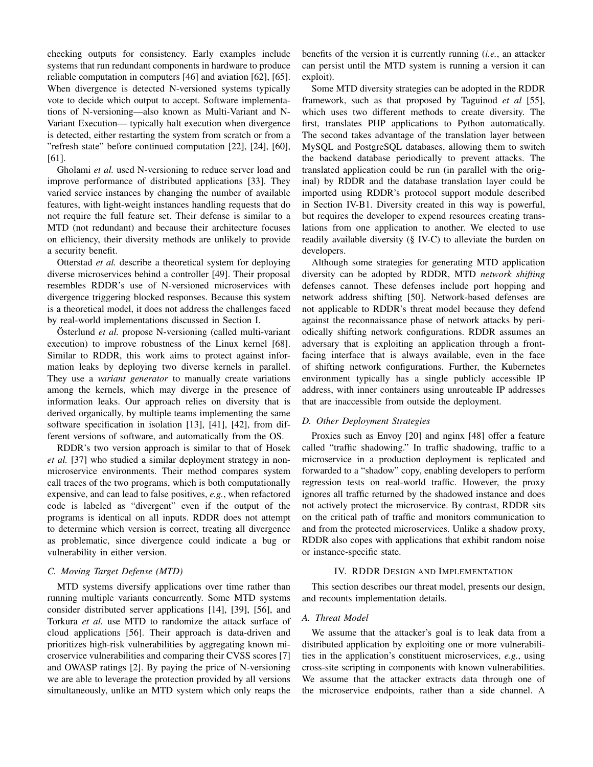checking outputs for consistency. Early examples include systems that run redundant components in hardware to produce reliable computation in computers [46] and aviation [62], [65]. When divergence is detected N-versioned systems typically vote to decide which output to accept. Software implementations of N-versioning—also known as Multi-Variant and N-Variant Execution— typically halt execution when divergence is detected, either restarting the system from scratch or from a "refresh state" before continued computation [22], [24], [60], [61].

Gholami *et al.* used N-versioning to reduce server load and improve performance of distributed applications [33]. They varied service instances by changing the number of available features, with light-weight instances handling requests that do not require the full feature set. Their defense is similar to a MTD (not redundant) and because their architecture focuses on efficiency, their diversity methods are unlikely to provide a security benefit.

Otterstad *et al.* describe a theoretical system for deploying diverse microservices behind a controller [49]. Their proposal resembles RDDR's use of N-versioned microservices with divergence triggering blocked responses. Because this system is a theoretical model, it does not address the challenges faced by real-world implementations discussed in Section I.

Österlund *et al.* propose N-versioning (called multi-variant execution) to improve robustness of the Linux kernel [68]. Similar to RDDR, this work aims to protect against information leaks by deploying two diverse kernels in parallel. They use a *variant generator* to manually create variations among the kernels, which may diverge in the presence of information leaks. Our approach relies on diversity that is derived organically, by multiple teams implementing the same software specification in isolation [13], [41], [42], from different versions of software, and automatically from the OS.

RDDR's two version approach is similar to that of Hosek *et al.* [37] who studied a similar deployment strategy in non-microservice environments. Their method compares system call traces of the two programs, which is both computationally expensive, and can lead to false positives, *e.g.*, when refactored code is labeled as "divergent" even if the output of the programs is identical on all inputs. RDDR does not attempt to determine which version is correct, treating all divergence as problematic, since divergence could indicate a bug or vulnerability in either version.

### C. Moving Target Defense (MTD)

MTD systems diversify applications over time rather than running multiple variants concurrently. Some MTD systems consider distributed server applications [14], [39], [56], and Torkura *et al.* use MTD to randomize the attack surface of cloud applications [56]. Their approach is data-driven and prioritizes high-risk vulnerabilities by aggregating known microservice vulnerabilities and comparing their CVSS scores [7] and OWASP ratings [2]. By paying the price of N-versioning we are able to leverage the protection provided by all versions simultaneously, unlike an MTD system which only reaps the benefits of the version it is currently running (*i.e.*, an attacker can persist until the MTD system is running a version it can exploit).

Some MTD diversity strategies can be adopted in the RDDR framework, such as that proposed by Taguinod *et al* [55], which uses two different methods to create diversity. The first, translates PHP applications to Python automatically. The second takes advantage of the translation layer between MySQL and PostgreSQL databases, allowing them to switch the backend database periodically to prevent attacks. The translated application could be run (in parallel with the original) by RDDR and the database translation layer could be imported using RDDR's protocol support module described in Section IV-B1. Diversity created in this way is powerful, but requires the developer to expend resources creating translations from one application to another. We elected to use readily available diversity (§ IV-C) to alleviate the burden on developers.

Although some strategies for generating MTD application diversity can be adopted by RDDR, MTD *network shifting* defenses cannot. These defenses include port hopping and network address shifting [50]. Network-based defenses are not applicable to RDDR's threat model because they defend against the reconnaissance phase of network attacks by periodically shifting network configurations. RDDR assumes an adversary that is exploiting an application through a front-facing interface that is always available, even in the face of shifting network configurations. Further, the Kubernetes environment typically has a single publicly accessible IP address, with inner containers using unrouteable IP addresses that are inaccessible from outside the deployment.

### D. Other Deployment Strategies

Proxies such as Envoy [20] and nginx [48] offer a feature called "traffic shadowing." In traffic shadowing, traffic to a microservice in a production deployment is replicated and forwarded to a "shadow" copy, enabling developers to perform regression tests on real-world traffic. However, the proxy ignores all traffic returned by the shadowed instance and does not actively protect the microservice. By contrast, RDDR sits on the critical path of traffic and monitors communication to and from the protected microservices. Unlike a shadow proxy, RDDR also copes with applications that exhibit random noise or instance-specific state.

## IV. RDDR Design and Implementation

This section describes our threat model, presents our design, and recounts implementation details.

### A. Threat Model

We assume that the attacker's goal is to leak data from a distributed application by exploiting one or more vulnerabilities in the application's constituent microservices, *e.g.*, using cross-site scripting in components with known vulnerabilities. We assume that the attacker extracts data through one of the microservice endpoints, rather than a side channel. A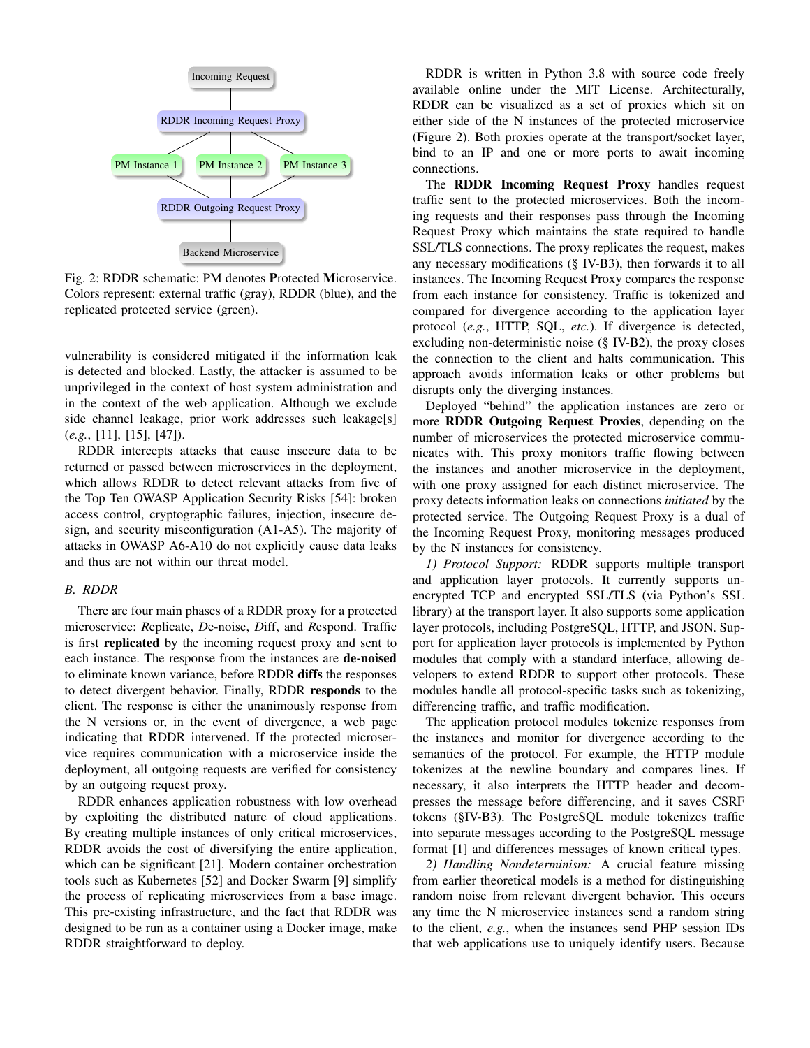Incoming Request

RDDR Incoming Request Proxy

PM Instance 1 PM Instance 2 PM Instance 3

RDDR Outgoing Request Proxy

Backend Microservice

Fig. 2: RDDR schematic: PM denotes **P**rotected **M**icroservice. Colors represent: external traffic (gray), RDDR (blue), and the replicated protected service (green).

vulnerability is considered mitigated if the information leak is detected and blocked. Lastly, the attacker is assumed to be unprivileged in the context of host system administration and in the context of the web application. Although we exclude side channel leakage, prior work addresses such leakage[s] (*e.g.*, [11], [15], [47]).

RDDR intercepts attacks that cause insecure data to be returned or passed between microservices in the deployment, which allows RDDR to detect relevant attacks from five of the Top Ten OWASP Application Security Risks [54]: broken access control, cryptographic failures, injection, insecure design, and security misconfiguration (A1-A5). The majority of attacks in OWASP A6-A10 do not explicitly cause data leaks and thus are not within our threat model.

### B. RDDR

There are four main phases of a RDDR proxy for a protected microservice: *R*eplicate, *D*e-noise, *D*iff, and *R*espond. Traffic is first **replicated** by the incoming request proxy and sent to each instance. The response from the instances are **de-noised** to eliminate known variance, before RDDR **diffs** the responses to detect divergent behavior. Finally, RDDR **responds** to the client. The response is either the unanimously response from the N versions or, in the event of divergence, a web page indicating that RDDR intervened. If the protected microservice requires communication with a microservice inside the deployment, all outgoing requests are verified for consistency by an outgoing request proxy.

RDDR enhances application robustness with low overhead by exploiting the distributed nature of cloud applications. By creating multiple instances of only critical microservices, RDDR avoids the cost of diversifying the entire application, which can be significant [21]. Modern container orchestration tools such as Kubernetes [52] and Docker Swarm [9] simplify the process of replicating microservices from a base image. This pre-existing infrastructure, and the fact that RDDR was designed to be run as a container using a Docker image, make RDDR straightforward to deploy.

RDDR is written in Python 3.8 with source code freely available online under the MIT License. Architecturally, RDDR can be visualized as a set of proxies which sit on either side of the N instances of the protected microservice (Figure 2). Both proxies operate at the transport/socket layer, bind to an IP and one or more ports to await incoming connections.

The **RDDR Incoming Request Proxy** handles request traffic sent to the protected microservices. Both the incoming requests and their responses pass through the Incoming Request Proxy which maintains the state required to handle SSL/TLS connections. The proxy replicates the request, makes any necessary modifications (§ IV-B3), then forwards it to all instances. The Incoming Request Proxy compares the response from each instance for consistency. Traffic is tokenized and compared for divergence according to the application layer protocol (*e.g.*, HTTP, SQL, *etc.*). If divergence is detected, excluding non-deterministic noise (§ IV-B2), the proxy closes the connection to the client and halts communication. This approach avoids information leaks or other problems but disrupts only the diverging instances.

Deployed "behind" the application instances are zero or more **RDDR Outgoing Request Proxies**, depending on the number of microservices the protected microservice communicates with. This proxy monitors traffic flowing between the instances and another microservice in the deployment, with one proxy assigned for each distinct microservice. The proxy detects information leaks on connections *initiated* by the protected service. The Outgoing Request Proxy is a dual of the Incoming Request Proxy, monitoring messages produced by the N instances for consistency.

*1) Protocol Support:* RDDR supports multiple transport and application layer protocols. It currently supports unencrypted TCP and encrypted SSL/TLS (via Python's SSL library) at the transport layer. It also supports some application layer protocols, including PostgreSQL, HTTP, and JSON. Support for application layer protocols is implemented by Python modules that comply with a standard interface, allowing developers to extend RDDR to support other protocols. These modules handle all protocol-specific tasks such as tokenizing, differencing traffic, and traffic modification.

The application protocol modules tokenize responses from the instances and monitor for divergence according to the semantics of the protocol. For example, the HTTP module tokenizes at the newline boundary and compares lines. If necessary, it also interprets the HTTP header and decompresses the message before differencing, and it saves CSRF tokens (§IV-B3). The PostgreSQL module tokenizes traffic into separate messages according to the PostgreSQL message format [1] and differences messages of known critical types.

*2) Handling Nondeterminism:* A crucial feature missing from earlier theoretical models is a method for distinguishing random noise from relevant divergent behavior. This occurs any time the N microservice instances send a random string to the client, *e.g.*, when the instances send PHP session IDs that web applications use to uniquely identify users. Because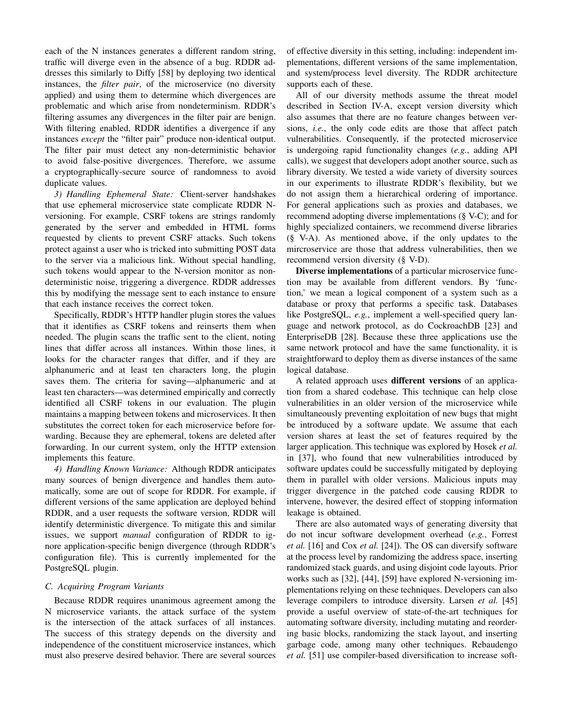each of the N instances generates a different random string, traffic will diverge even in the absence of a bug. RDDR addresses this similarly to Diffy [58] by deploying two identical instances, the *filter pair*, of the microservice (no diversity applied) and using them to determine which divergences are problematic and which arise from nondeterminism. RDDR's filtering assumes any divergences in the filter pair are benign. With filtering enabled, RDDR identifies a divergence if any instances *except* the "filter pair" produce non-identical output. The filter pair must detect any non-deterministic behavior to avoid false-positive divergences. Therefore, we assume a cryptographically-secure source of randomness to avoid duplicate values.

*3) Handling Ephemeral State:* Client-server handshakes that use ephemeral microservice state complicate RDDR N-versioning. For example, CSRF tokens are strings randomly generated by the server and embedded in HTML forms requested by clients to prevent CSRF attacks. Such tokens protect against a user who is tricked into submitting POST data to the server via a malicious link. Without special handling, such tokens would appear to the N-version monitor as non-deterministic noise, triggering a divergence. RDDR addresses this by modifying the message sent to each instance to ensure that each instance receives the correct token.

Specifically, RDDR's HTTP handler plugin stores the values that it identifies as CSRF tokens and reinserts them when needed. The plugin scans the traffic sent to the client, noting lines that differ across all instances. Within those lines, it looks for the character ranges that differ, and if they are alphanumeric and at least ten characters long, the plugin saves them. The criteria for saving—alphanumeric and at least ten characters—was determined empirically and correctly identified all CSRF tokens in our evaluation. The plugin maintains a mapping between tokens and microservices. It then substitutes the correct token for each microservice before forwarding. Because they are ephemeral, tokens are deleted after forwarding. In our current system, only the HTTP extension implements this feature.

*4) Handling Known Variance:* Although RDDR anticipates many sources of benign divergence and handles them automatically, some are out of scope for RDDR. For example, if different versions of the same application are deployed behind RDDR, and a user requests the software version, RDDR will identify deterministic divergence. To mitigate this and similar issues, we support *manual* configuration of RDDR to ignore application-specific benign divergence (through RDDR's configuration file). This is currently implemented for the PostgreSQL plugin.

### C. Acquiring Program Variants

Because RDDR requires unanimous agreement among the N microservice variants, the attack surface of the system is the intersection of the attack surfaces of all instances. The success of this strategy depends on the diversity and independence of the constituent microservice instances, which must also preserve desired behavior. There are several sources of effective diversity in this setting, including: independent implementations, different versions of the same implementation, and system/process level diversity. The RDDR architecture supports each of these.

All of our diversity methods assume the threat model described in Section IV-A, except version diversity which also assumes that there are no feature changes between versions, *i.e.*, the only code edits are those that affect patch vulnerabilities. Consequently, if the protected microservice is undergoing rapid functionality changes (*e.g.*, adding API calls), we suggest that developers adopt another source, such as library diversity. We tested a wide variety of diversity sources in our experiments to illustrate RDDR's flexibility, but we do not assign them a hierarchical ordering of importance. For general applications such as proxies and databases, we recommend adopting diverse implementations (§ V-C); and for highly specialized containers, we recommend diverse libraries (§ V-A). As mentioned above, if the only updates to the mircroservice are those that address vulnerabilities, then we recommend version diversity (§ V-D).

**Diverse implementations** of a particular microservice function may be available from different vendors. By 'function,' we mean a logical component of a system such as a database or proxy that performs a specific task. Databases like PostgreSQL, *e.g.*, implement a well-specified query language and network protocol, as do CockroachDB [23] and EnterpriseDB [28]. Because these three applications use the same network protocol and have the same functionality, it is straightforward to deploy them as diverse instances of the same logical database.

A related approach uses **different versions** of an application from a shared codebase. This technique can help close vulnerabilities in an older version of the microservice while simultaneously preventing exploitation of new bugs that might be introduced by a software update. We assume that each version shares at least the set of features required by the larger application. This technique was explored by Hosek *et al.* in [37], who found that new vulnerabilities introduced by software updates could be successfully mitigated by deploying them in parallel with older versions. Malicious inputs may trigger divergence in the patched code causing RDDR to intervene, however, the desired effect of stopping information leakage is obtained.

There are also automated ways of generating diversity that do not incur software development overhead (*e.g.*, Forrest *et al.* [16] and Cox *et al.* [24]). The OS can diversify software at the process level by randomizing the address space, inserting randomized stack guards, and using disjoint code layouts. Prior works such as [32], [44], [59] have explored N-versioning implementations relying on these techniques. Developers can also leverage compilers to introduce diversity. Larsen *et al.* [45] provide a useful overview of state-of-the-art techniques for automating software diversity, including mutating and reordering basic blocks, randomizing the stack layout, and inserting garbage code, among many other techniques. Rebaudengo *et al.* [51] use compiler-based diversification to increase soft-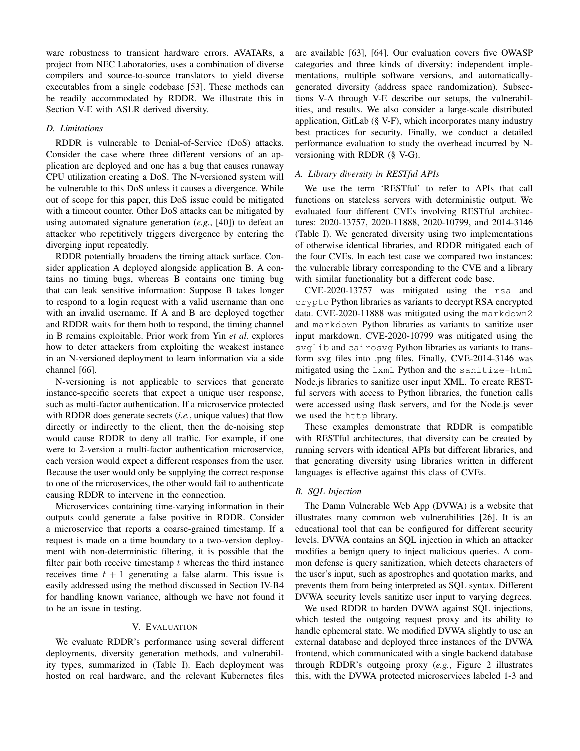ware robustness to transient hardware errors. AVATARs, a project from NEC Laboratories, uses a combination of diverse compilers and source-to-source translators to yield diverse executables from a single codebase [53]. These methods can be readily accommodated by RDDR. We illustrate this in Section V-E with ASLR derived diversity.

### D. Limitations

RDDR is vulnerable to Denial-of-Service (DoS) attacks. Consider the case where three different versions of an application are deployed and one has a bug that causes runaway CPU utilization creating a DoS. The N-versioned system will be vulnerable to this DoS unless it causes a divergence. While out of scope for this paper, this DoS issue could be mitigated with a timeout counter. Other DoS attacks can be mitigated by using automated signature generation (*e.g.*, [40]) to defeat an attacker who repetitively triggers divergence by entering the diverging input repeatedly.

RDDR potentially broadens the timing attack surface. Consider application A deployed alongside application B. A contains no timing bugs, whereas B contains one timing bug that can leak sensitive information: Suppose B takes longer to respond to a login request with a valid username than one with an invalid username. If A and B are deployed together and RDDR waits for them both to respond, the timing channel in B remains exploitable. Prior work from Yin *et al.* explores how to deter attackers from exploiting the weakest instance in an N-versioned deployment to learn information via a side channel [66].

N-versioning is not applicable to services that generate instance-specific secrets that expect a unique user response, such as multi-factor authentication. If a microservice protected with RDDR does generate secrets (*i.e.*, unique values) that flow directly or indirectly to the client, then the de-noising step would cause RDDR to deny all traffic. For example, if one were to 2-version a multi-factor authentication microservice, each version would expect a different responses from the user. Because the user would only be supplying the correct response to one of the microservices, the other would fail to authenticate causing RDDR to intervene in the connection.

Microservices containing time-varying information in their outputs could generate a false positive in RDDR. Consider a microservice that reports a coarse-grained timestamp. If a request is made on a time boundary to a two-version deployment with non-deterministic filtering, it is possible that the filter pair both receive timestamp $t$ whereas the third instance receives time $t + 1$ generating a false alarm. This issue is easily addressed using the method discussed in Section IV-B4 for handling known variance, although we have not found it to be an issue in testing.

## V. Evaluation

We evaluate RDDR's performance using several different deployments, diversity generation methods, and vulnerability types, summarized in (Table I). Each deployment was hosted on real hardware, and the relevant Kubernetes files are available [63], [64]. Our evaluation covers five OWASP categories and three kinds of diversity: independent implementations, multiple software versions, and automatically-generated diversity (address space randomization). Subsections V-A through V-E describe our setups, the vulnerabilities, and results. We also consider a large-scale distributed application, GitLab (§ V-F), which incorporates many industry best practices for security. Finally, we conduct a detailed performance evaluation to study the overhead incurred by N-versioning with RDDR (§ V-G).

### A. Library diversity in RESTful APIs

We use the term 'RESTful' to refer to APIs that call functions on stateless servers with deterministic output. We evaluated four different CVEs involving RESTful architectures: 2020-13757, 2020-11888, 2020-10799, and 2014-3146 (Table I). We generated diversity using two implementations of otherwise identical libraries, and RDDR mitigated each of the four CVEs. In each test case we compared two instances: the vulnerable library corresponding to the CVE and a library with similar functionality but a different code base.

CVE-2020-13757 was mitigated using the `rsa` and `crypto` Python libraries as variants to decrypt RSA encrypted data. CVE-2020-11888 was mitigated using the `markdown2` and `markdown` Python libraries as variants to sanitize user input markdown. CVE-2020-10799 was mitigated using the `svglib` and `cairosvg` Python libraries as variants to transform svg files into .png files. Finally, CVE-2014-3146 was mitigated using the `lxml` Python and the `sanitize-html` Node.js libraries to sanitize user input XML. To create RESTful servers with access to Python libraries, the function calls were accessed using flask servers, and for the Node.js sever we used the `http` library.

These examples demonstrate that RDDR is compatible with RESTful architectures, that diversity can be created by running servers with identical APIs but different libraries, and that generating diversity using libraries written in different languages is effective against this class of CVEs.

### B. SQL Injection

The Damn Vulnerable Web App (DVWA) is a website that illustrates many common web vulnerabilities [26]. It is an educational tool that can be configured for different security levels. DVWA contains an SQL injection in which an attacker modifies a benign query to inject malicious queries. A common defense is query sanitization, which detects characters of the user's input, such as apostrophes and quotation marks, and prevents them from being interpreted as SQL syntax. Different DVWA security levels sanitize user input to varying degrees.

We used RDDR to harden DVWA against SQL injections, which tested the outgoing request proxy and its ability to handle ephemeral state. We modified DVWA slightly to use an external database and deployed three instances of the DVWA frontend, which communicated with a single backend database through RDDR's outgoing proxy (*e.g.*, Figure 2 illustrates this, with the DVWA protected microservices labeled 1-3 and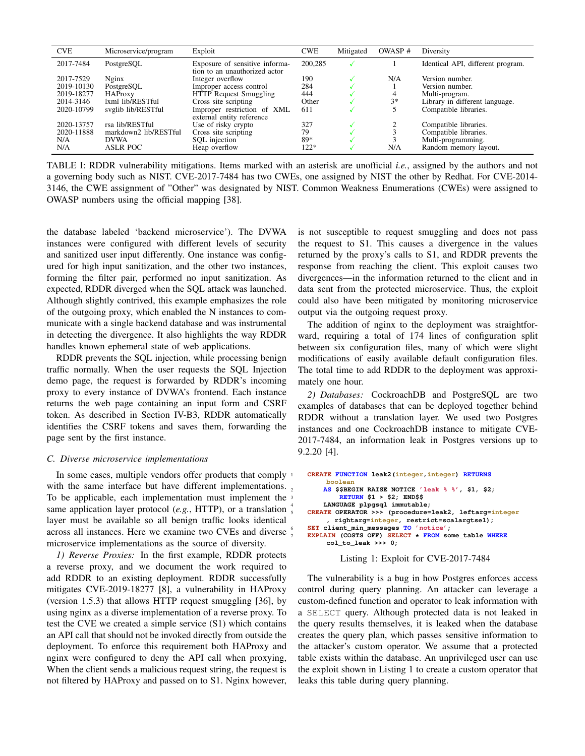| CVE | Microservice/program | Exploit | CWE | Mitigated | OWASP # | Diversity |
|---|---|---|---|---|---|---|
| 2017-7484 | PostgreSQL | Exposure of sensitive information to an unauthorized actor | 200,285 | ✓ | 1 | Identical API, different program. |
| 2017-7529 | Nginx | Integer overflow | 190 | ✓ | N/A | Version number. |
| 2019-10130 | PostgreSQL | Improper access control | 284 | ✓ | 1 | Version number. |
| 2019-18277 | HAProxy | HTTP Request Smuggling | 444 | ✓ | 4 | Multi-program. |
| 2014-3146 | lxml lib/RESTful | Cross site scripting | Other | ✓ | 3* | Library in different language. |
| 2020-10799 | svglib lib/RESTful | Improper restriction of XML external entity reference | 611 | ✓ | 5 | Compatible libraries. |
| 2020-13757 | rsa lib/RESTful | Use of risky crypto | 327 | ✓ | 2 | Compatible libraries. |
| 2020-11888 | markdown2 lib/RESTful | Cross site scripting | 79 | ✓ | 3 | Compatible libraries. |
| N/A | DVWA | SQL injection | 89* | ✓ | 3 | Multi-programming. |
| N/A | ASLR POC | Heap overflow | 122* | ✓ | N/A | Random memory layout. |

TABLE I: RDDR vulnerability mitigations. Items marked with an asterisk are unofficial *i.e.*, assigned by the authors and not a governing body such as NIST. CVE-2017-7484 has two CWEs, one assigned by NIST the other by Redhat. For CVE-2014-3146, the CWE assignment of "Other" was designated by NIST. Common Weakness Enumerations (CWEs) were assigned to OWASP numbers using the official mapping [38].

the database labeled 'backend microservice'). The DVWA instances were configured with different levels of security and sanitized user input differently. One instance was configured for high input sanitization, and the other two instances, forming the filter pair, performed no input sanitization. As expected, RDDR diverged when the SQL attack was launched. Although slightly contrived, this example emphasizes the role of the outgoing proxy, which enabled the N instances to communicate with a single backend database and was instrumental in detecting the divergence. It also highlights the way RDDR handles known ephemeral state of web applications.

RDDR prevents the SQL injection, while processing benign traffic normally. When the user requests the SQL Injection demo page, the request is forwarded by RDDR's incoming proxy to every instance of DVWA's frontend. Each instance returns the web page containing an input form and CSRF token. As described in Section IV-B3, RDDR automatically identifies the CSRF tokens and saves them, forwarding the page sent by the first instance.

### C. Diverse microservice implementations

In some cases, multiple vendors offer products that comply with the same interface but have different implementations. To be applicable, each implementation must implement the same application layer protocol (*e.g.*, HTTP), or a translation layer must be available so all benign traffic looks identical across all instances. Here we examine two CVEs and diverse microservice implementations as the source of diversity.

*1) Reverse Proxies:* In the first example, RDDR protects a reverse proxy, and we document the work required to add RDDR to an existing deployment. RDDR successfully mitigates CVE-2019-18277 [8], a vulnerability in HAProxy (version 1.5.3) that allows HTTP request smuggling [36], by using nginx as a diverse implementation of a reverse proxy. To test the CVE we created a simple service (S1) which contains an API call that should not be invoked directly from outside the deployment. To enforce this requirement both HAProxy and nginx were configured to deny the API call when proxying, When the client sends a malicious request string, the request is not filtered by HAProxy and passed on to S1. Nginx however, is not susceptible to request smuggling and does not pass the request to S1. This causes a divergence in the values returned by the proxy's calls to S1, and RDDR prevents the response from reaching the client. This exploit causes two divergences—in the information returned to the client and in data sent from the protected microservice. Thus, the exploit could also have been mitigated by monitoring microservice output via the outgoing request proxy.

The addition of nginx to the deployment was straightforward, requiring a total of 174 lines of configuration split between six configuration files, many of which were slight modifications of easily available default configuration files. The total time to add RDDR to the deployment was approximately one hour.

*2) Databases:* CockroachDB and PostgreSQL are two examples of databases that can be deployed together behind RDDR without a translation layer. We used two Postgres instances and one CockroachDB instance to mitigate CVE-2017-7484, an information leak in Postgres versions up to 9.2.20 [4].

```
CREATE FUNCTION leak2(integer,integer) RETURNS
     boolean
    AS $$BEGIN RAISE NOTICE 'leak % %', $1, $2;
        RETURN $1 > $2; END$$
    LANGUAGE plpgsql immutable;
CREATE OPERATOR >>> (procedure=leak2, leftarg=integer
     , rightarg=integer, restrict=scalargtsel);
SET client_min_messages TO 'notice';
EXPLAIN (COSTS OFF) SELECT * FROM some_table WHERE
     col_to_leak >>> 0;
```

Listing 1: Exploit for CVE-2017-7484

The vulnerability is a bug in how Postgres enforces access control during query planning. An attacker can leverage a custom-defined function and operator to leak information with a SELECT query. Although protected data is not leaked in the query results themselves, it is leaked when the database creates the query plan, which passes sensitive information to the attacker's custom operator. We assume that a protected table exists within the database. An unprivileged user can use the exploit shown in Listing 1 to create a custom operator that leaks this table during query planning.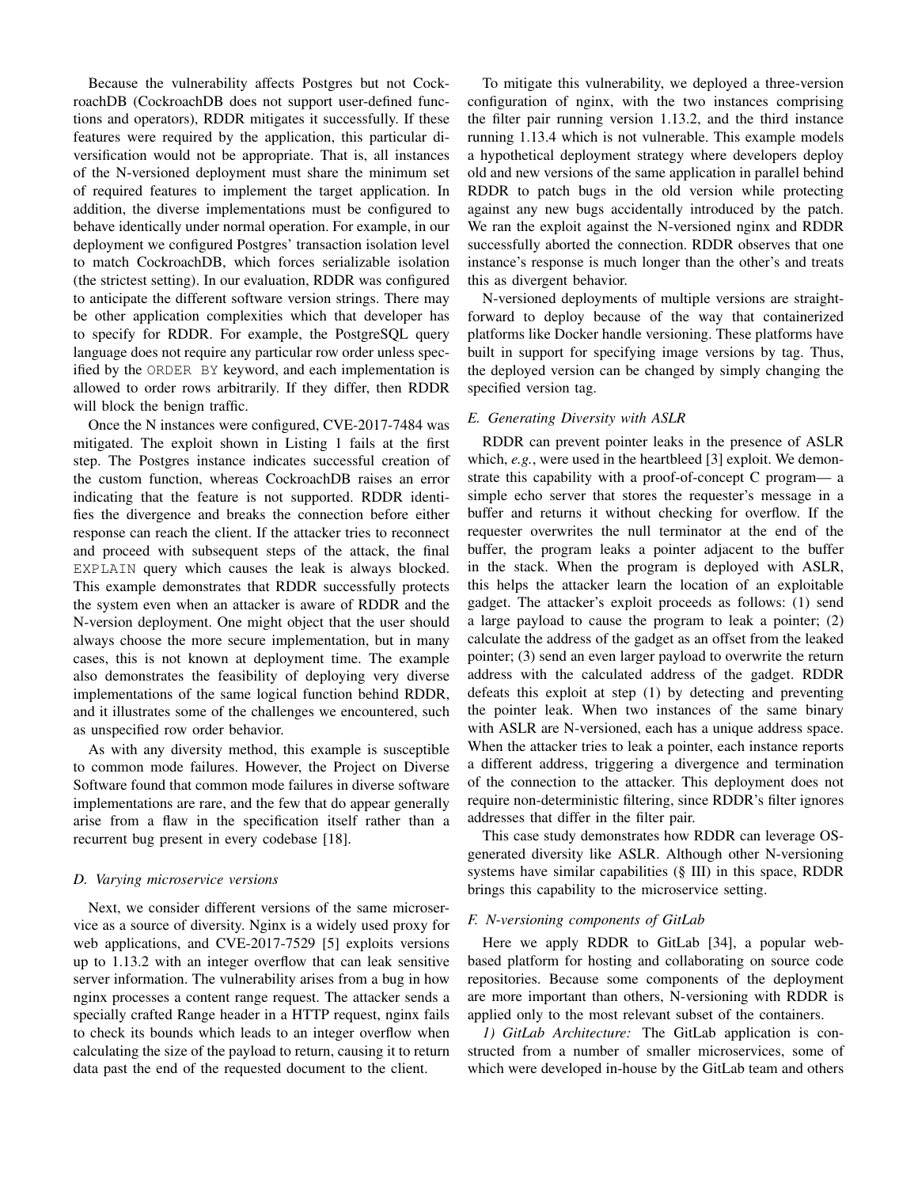Because the vulnerability affects Postgres but not CockroachDB (CockroachDB does not support user-defined functions and operators), RDDR mitigates it successfully. If these features were required by the application, this particular diversification would not be appropriate. That is, all instances of the N-versioned deployment must share the minimum set of required features to implement the target application. In addition, the diverse implementations must be configured to behave identically under normal operation. For example, in our deployment we configured Postgres' transaction isolation level to match CockroachDB, which forces serializable isolation (the strictest setting). In our evaluation, RDDR was configured to anticipate the different software version strings. There may be other application complexities which that developer has to specify for RDDR. For example, the PostgreSQL query language does not require any particular row order unless specified by the `ORDER BY` keyword, and each implementation is allowed to order rows arbitrarily. If they differ, then RDDR will block the benign traffic.

Once the N instances were configured, CVE-2017-7484 was mitigated. The exploit shown in Listing 1 fails at the first step. The Postgres instance indicates successful creation of the custom function, whereas CockroachDB raises an error indicating that the feature is not supported. RDDR identifies the divergence and breaks the connection before either response can reach the client. If the attacker tries to reconnect and proceed with subsequent steps of the attack, the final `EXPLAIN` query which causes the leak is always blocked. This example demonstrates that RDDR successfully protects the system even when an attacker is aware of RDDR and the N-version deployment. One might object that the user should always choose the more secure implementation, but in many cases, this is not known at deployment time. The example also demonstrates the feasibility of deploying very diverse implementations of the same logical function behind RDDR, and it illustrates some of the challenges we encountered, such as unspecified row order behavior.

As with any diversity method, this example is susceptible to common mode failures. However, the Project on Diverse Software found that common mode failures in diverse software implementations are rare, and the few that do appear generally arise from a flaw in the specification itself rather than a recurrent bug present in every codebase [18].

### D. Varying microservice versions

Next, we consider different versions of the same microservice as a source of diversity. Nginx is a widely used proxy for web applications, and CVE-2017-7529 [5] exploits versions up to 1.13.2 with an integer overflow that can leak sensitive server information. The vulnerability arises from a bug in how nginx processes a content range request. The attacker sends a specially crafted Range header in a HTTP request, nginx fails to check its bounds which leads to an integer overflow when calculating the size of the payload to return, causing it to return data past the end of the requested document to the client.

To mitigate this vulnerability, we deployed a three-version configuration of nginx, with the two instances comprising the filter pair running version 1.13.2, and the third instance running 1.13.4 which is not vulnerable. This example models a hypothetical deployment strategy where developers deploy old and new versions of the same application in parallel behind RDDR to patch bugs in the old version while protecting against any new bugs accidentally introduced by the patch. We ran the exploit against the N-versioned nginx and RDDR successfully aborted the connection. RDDR observes that one instance's response is much longer than the other's and treats this as divergent behavior.

N-versioned deployments of multiple versions are straightforward to deploy because of the way that containerized platforms like Docker handle versioning. These platforms have built in support for specifying image versions by tag. Thus, the deployed version can be changed by simply changing the specified version tag.

### E. Generating Diversity with ASLR

RDDR can prevent pointer leaks in the presence of ASLR which, *e.g.*, were used in the heartbleed [3] exploit. We demonstrate this capability with a proof-of-concept C program— a simple echo server that stores the requester's message in a buffer and returns it without checking for overflow. If the requester overwrites the null terminator at the end of the buffer, the program leaks a pointer adjacent to the buffer in the stack. When the program is deployed with ASLR, this helps the attacker learn the location of an exploitable gadget. The attacker's exploit proceeds as follows: (1) send a large payload to cause the program to leak a pointer; (2) calculate the address of the gadget as an offset from the leaked pointer; (3) send an even larger payload to overwrite the return address with the calculated address of the gadget. RDDR defeats this exploit at step (1) by detecting and preventing the pointer leak. When two instances of the same binary with ASLR are N-versioned, each has a unique address space. When the attacker tries to leak a pointer, each instance reports a different address, triggering a divergence and termination of the connection to the attacker. This deployment does not require non-deterministic filtering, since RDDR's filter ignores addresses that differ in the filter pair.

This case study demonstrates how RDDR can leverage OS-generated diversity like ASLR. Although other N-versioning systems have similar capabilities (§ III) in this space, RDDR brings this capability to the microservice setting.

### F. N-versioning components of GitLab

Here we apply RDDR to GitLab [34], a popular web-based platform for hosting and collaborating on source code repositories. Because some components of the deployment are more important than others, N-versioning with RDDR is applied only to the most relevant subset of the containers.

*1) GitLab Architecture:* The GitLab application is constructed from a number of smaller microservices, some of which were developed in-house by the GitLab team and others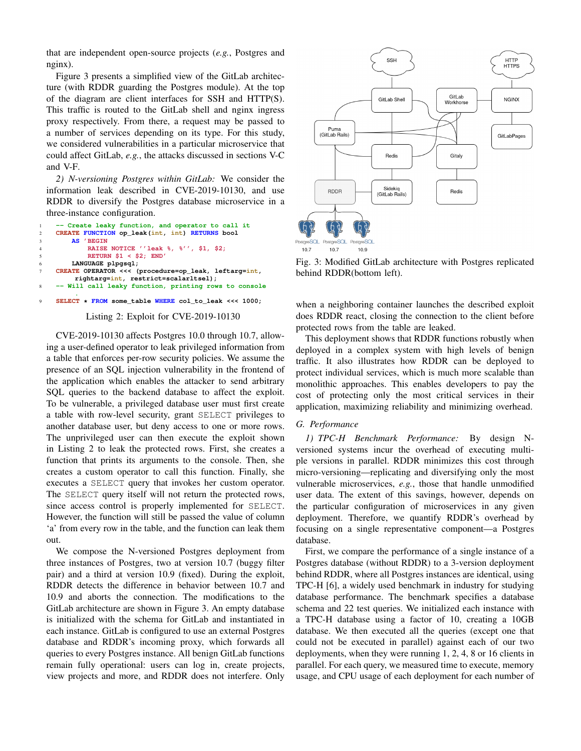that are independent open-source projects (*e.g.*, Postgres and nginx).

Figure 3 presents a simplified view of the GitLab architecture (with RDDR guarding the Postgres module). At the top of the diagram are client interfaces for SSH and HTTP(S). This traffic is routed to the GitLab shell and nginx ingress proxy respectively. From there, a request may be passed to a number of services depending on its type. For this study, we considered vulnerabilities in a particular microservice that could affect GitLab, *e.g.*, the attacks discussed in sections V-C and V-F.

*2) N-versioning Postgres within GitLab:* We consider the information leak described in CVE-2019-10130, and use RDDR to diversify the Postgres database microservice in a three-instance configuration.

```
1  -- Create leaky function, and operator to call it
2  CREATE FUNCTION op_leak(int, int) RETURNS bool
3      AS 'BEGIN
4          RAISE NOTICE ''leak %, %'', $1, $2;
5          RETURN $1 < $2; END'
6      LANGUAGE plpgsql;
7  CREATE OPERATOR <<< (procedure=op_leak, leftarg=int,
       rightarg=int, restrict=scalarltsel);
8  -- Will call leaky function, printing rows to console
9  SELECT * FROM some_table WHERE col_to_leak <<< 1000;
```

Listing 2: Exploit for CVE-2019-10130

CVE-2019-10130 affects Postgres 10.0 through 10.7, allowing a user-defined operator to leak privileged information from a table that enforces per-row security policies. We assume the presence of an SQL injection vulnerability in the frontend of the application which enables the attacker to send arbitrary SQL queries to the backend database to affect the exploit. To be vulnerable, a privileged database user must first create a table with row-level security, grant SELECT privileges to another database user, but deny access to one or more rows. The unprivileged user can then execute the exploit shown in Listing 2 to leak the protected rows. First, she creates a function that prints its arguments to the console. Then, she creates a custom operator to call this function. Finally, she executes a SELECT query that invokes her custom operator. The SELECT query itself will not return the protected rows, since access control is properly implemented for SELECT. However, the function will still be passed the value of column 'a' from every row in the table, and the function can leak them out.

We compose the N-versioned Postgres deployment from three instances of Postgres, two at version 10.7 (buggy filter pair) and a third at version 10.9 (fixed). During the exploit, RDDR detects the difference in behavior between 10.7 and 10.9 and aborts the connection. The modifications to the GitLab architecture are shown in Figure 3. An empty database is initialized with the schema for GitLab and instantiated in each instance. GitLab is configured to use an external Postgres database and RDDR's incoming proxy, which forwards all queries to every Postgres instance. All benign GitLab functions remain fully operational: users can log in, create projects, view projects and more, and RDDR does not interfere. Only when a neighboring container launches the described exploit does RDDR react, closing the connection to the client before protected rows from the table are leaked.

Fig. 3: Modified GitLab architecture with Postgres replicated behind RDDR(bottom left).

This deployment shows that RDDR functions robustly when deployed in a complex system with high levels of benign traffic. It also illustrates how RDDR can be deployed to protect individual services, which is much more scalable than monolithic approaches. This enables developers to pay the cost of protecting only the most critical services in their application, maximizing reliability and minimizing overhead.

### G. Performance

*1) TPC-H Benchmark Performance:* By design N-versioned systems incur the overhead of executing multiple versions in parallel. RDDR minimizes this cost through micro-versioning—replicating and diversifying only the most vulnerable microservices, *e.g.*, those that handle unmodified user data. The extent of this savings, however, depends on the particular configuration of microservices in any given deployment. Therefore, we quantify RDDR's overhead by focusing on a single representative component—a Postgres database.

First, we compare the performance of a single instance of a Postgres database (without RDDR) to a 3-version deployment behind RDDR, where all Postgres instances are identical, using TPC-H [6], a widely used benchmark in industry for studying database performance. The benchmark specifies a database schema and 22 test queries. We initialized each instance with a TPC-H database using a factor of 10, creating a 10GB database. We then executed all the queries (except one that could not be executed in parallel) against each of our two deployments, when they were running 1, 2, 4, 8 or 16 clients in parallel. For each query, we measured time to execute, memory usage, and CPU usage of each deployment for each number of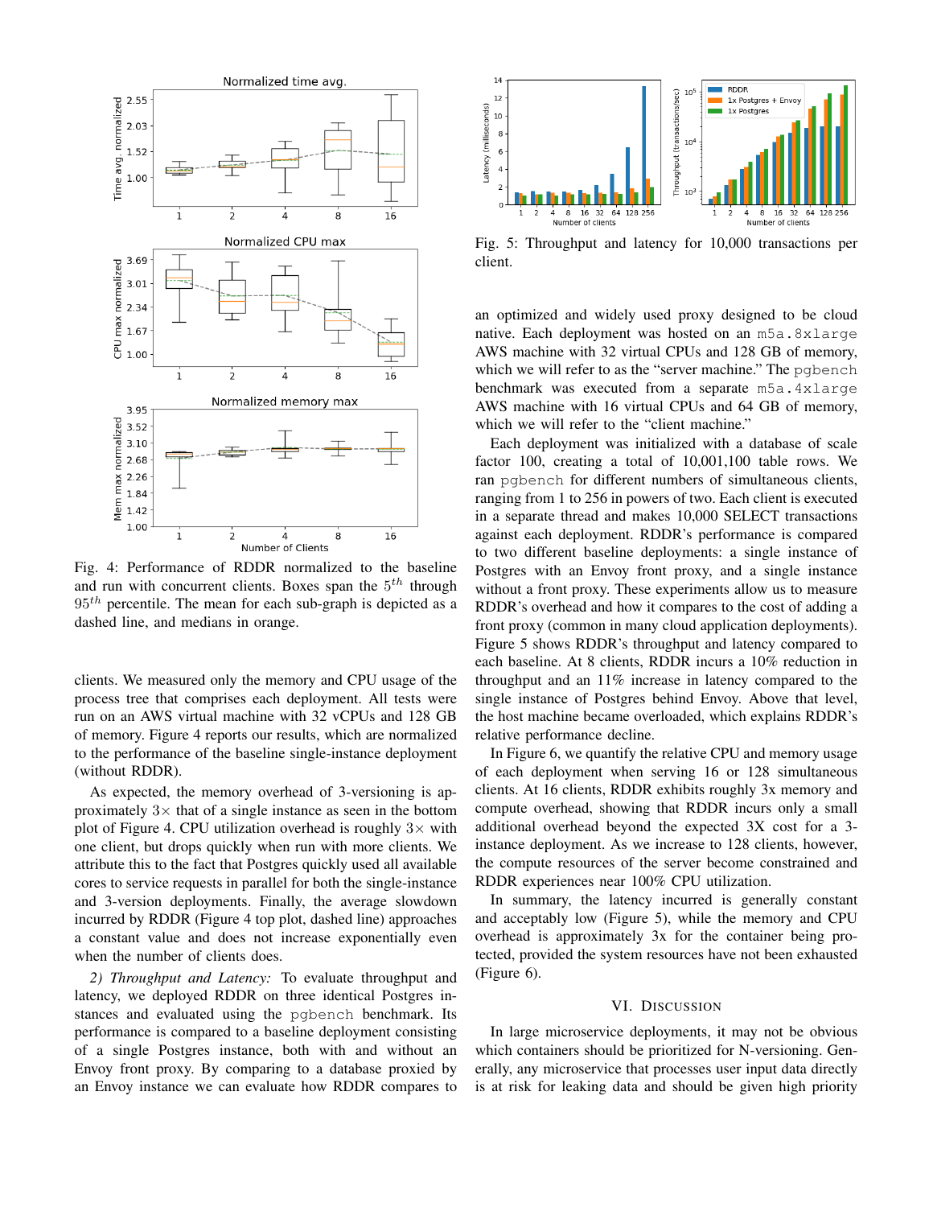Fig. 4: Performance of RDDR normalized to the baseline and run with concurrent clients. Boxes span the $5^{th}$ through $95^{th}$ percentile. The mean for each sub-graph is depicted as a dashed line, and medians in orange.

clients. We measured only the memory and CPU usage of the process tree that comprises each deployment. All tests were run on an AWS virtual machine with 32 vCPUs and 128 GB of memory. Figure 4 reports our results, which are normalized to the performance of the baseline single-instance deployment (without RDDR).

As expected, the memory overhead of 3-versioning is approximately $3\times$ that of a single instance as seen in the bottom plot of Figure 4. CPU utilization overhead is roughly $3\times$ with one client, but drops quickly when run with more clients. We attribute this to the fact that Postgres quickly used all available cores to service requests in parallel for both the single-instance and 3-version deployments. Finally, the average slowdown incurred by RDDR (Figure 4 top plot, dashed line) approaches a constant value and does not increase exponentially even when the number of clients does.

*2) Throughput and Latency:* To evaluate throughput and latency, we deployed RDDR on three identical Postgres instances and evaluated using the pgbench benchmark. Its performance is compared to a baseline deployment consisting of a single Postgres instance, both with and without an Envoy front proxy. By comparing to a database proxied by an Envoy instance we can evaluate how RDDR compares to an optimized and widely used proxy designed to be cloud native. Each deployment was hosted on an m5a.8xlarge AWS machine with 32 virtual CPUs and 128 GB of memory, which we will refer to as the "server machine." The pgbench benchmark was executed from a separate m5a.4xlarge AWS machine with 16 virtual CPUs and 64 GB of memory, which we will refer to the "client machine."

Fig. 5: Throughput and latency for 10,000 transactions per client.

Each deployment was initialized with a database of scale factor 100, creating a total of 10,001,100 table rows. We ran pgbench for different numbers of simultaneous clients, ranging from 1 to 256 in powers of two. Each client is executed in a separate thread and makes 10,000 SELECT transactions against each deployment. RDDR's performance is compared to two different baseline deployments: a single instance of Postgres with an Envoy front proxy, and a single instance without a front proxy. These experiments allow us to measure RDDR's overhead and how it compares to the cost of adding a front proxy (common in many cloud application deployments). Figure 5 shows RDDR's throughput and latency compared to each baseline. At 8 clients, RDDR incurs a 10% reduction in throughput and an 11% increase in latency compared to the single instance of Postgres behind Envoy. Above that level, the host machine became overloaded, which explains RDDR's relative performance decline.

In Figure 6, we quantify the relative CPU and memory usage of each deployment when serving 16 or 128 simultaneous clients. At 16 clients, RDDR exhibits roughly 3x memory and compute overhead, showing that RDDR incurs only a small additional overhead beyond the expected 3X cost for a 3-instance deployment. As we increase to 128 clients, however, the compute resources of the server become constrained and RDDR experiences near 100% CPU utilization.

In summary, the latency incurred is generally constant and acceptably low (Figure 5), while the memory and CPU overhead is approximately 3x for the container being protected, provided the system resources have not been exhausted (Figure 6).

## VI. Discussion

In large microservice deployments, it may not be obvious which containers should be prioritized for N-versioning. Generally, any microservice that processes user input data directly is at risk for leaking data and should be given high priority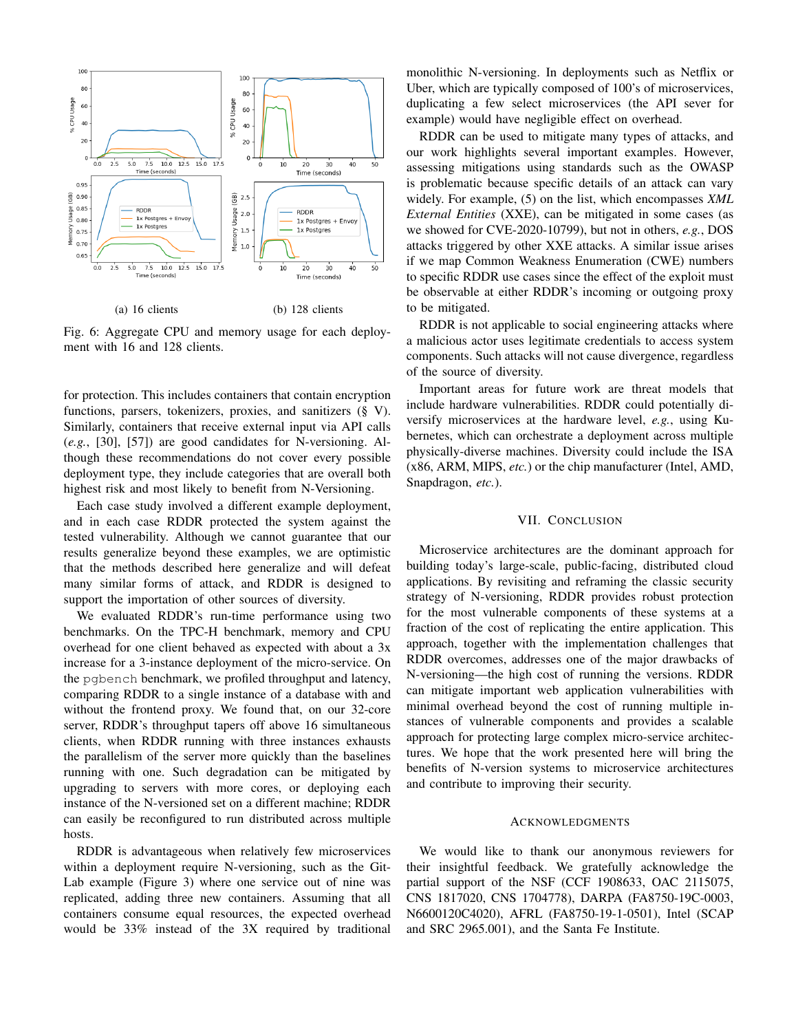(a) 16 clients

(b) 128 clients

Fig. 6: Aggregate CPU and memory usage for each deployment with 16 and 128 clients.

for protection. This includes containers that contain encryption functions, parsers, tokenizers, proxies, and sanitizers (§ V). Similarly, containers that receive external input via API calls (*e.g.*, [30], [57]) are good candidates for N-versioning. Although these recommendations do not cover every possible deployment type, they include categories that are overall both highest risk and most likely to benefit from N-Versioning.

Each case study involved a different example deployment, and in each case RDDR protected the system against the tested vulnerability. Although we cannot guarantee that our results generalize beyond these examples, we are optimistic that the methods described here generalize and will defeat many similar forms of attack, and RDDR is designed to support the importation of other sources of diversity.

We evaluated RDDR's run-time performance using two benchmarks. On the TPC-H benchmark, memory and CPU overhead for one client behaved as expected with about a 3x increase for a 3-instance deployment of the micro-service. On the `pgbench` benchmark, we profiled throughput and latency, comparing RDDR to a single instance of a database with and without the frontend proxy. We found that, on our 32-core server, RDDR's throughput tapers off above 16 simultaneous clients, when RDDR running with three instances exhausts the parallelism of the server more quickly than the baselines running with one. Such degradation can be mitigated by upgrading to servers with more cores, or deploying each instance of the N-versioned set on a different machine; RDDR can easily be reconfigured to run distributed across multiple hosts.

RDDR is advantageous when relatively few microservices within a deployment require N-versioning, such as the GitLab example (Figure 3) where one service out of nine was replicated, adding three new containers. Assuming that all containers consume equal resources, the expected overhead would be 33% instead of the 3X required by traditional monolithic N-versioning. In deployments such as Netflix or Uber, which are typically composed of 100's of microservices, duplicating a few select microservices (the API sever for example) would have negligible effect on overhead.

RDDR can be used to mitigate many types of attacks, and our work highlights several important examples. However, assessing mitigations using standards such as the OWASP is problematic because specific details of an attack can vary widely. For example, (5) on the list, which encompasses *XML External Entities* (XXE), can be mitigated in some cases (as we showed for CVE-2020-10799), but not in others, *e.g.*, DOS attacks triggered by other XXE attacks. A similar issue arises if we map Common Weakness Enumeration (CWE) numbers to specific RDDR use cases since the effect of the exploit must be observable at either RDDR's incoming or outgoing proxy to be mitigated.

RDDR is not applicable to social engineering attacks where a malicious actor uses legitimate credentials to access system components. Such attacks will not cause divergence, regardless of the source of diversity.

Important areas for future work are threat models that include hardware vulnerabilities. RDDR could potentially diversify microservices at the hardware level, *e.g.*, using Kubernetes, which can orchestrate a deployment across multiple physically-diverse machines. Diversity could include the ISA (x86, ARM, MIPS, *etc.*) or the chip manufacturer (Intel, AMD, Snapdragon, *etc.*).

## VII. Conclusion

Microservice architectures are the dominant approach for building today's large-scale, public-facing, distributed cloud applications. By revisiting and reframing the classic security strategy of N-versioning, RDDR provides robust protection for the most vulnerable components of these systems at a fraction of the cost of replicating the entire application. This approach, together with the implementation challenges that RDDR overcomes, addresses one of the major drawbacks of N-versioning—the high cost of running the versions. RDDR can mitigate important web application vulnerabilities with minimal overhead beyond the cost of running multiple instances of vulnerable components and provides a scalable approach for protecting large complex micro-service architectures. We hope that the work presented here will bring the benefits of N-version systems to microservice architectures and contribute to improving their security.

## Acknowledgments

We would like to thank our anonymous reviewers for their insightful feedback. We gratefully acknowledge the partial support of the NSF (CCF 1908633, OAC 2115075, CNS 1817020, CNS 1704778), DARPA (FA8750-19C-0003, N6600120C4020), AFRL (FA8750-19-1-0501), Intel (SCAP and SRC 2965.001), and the Santa Fe Institute.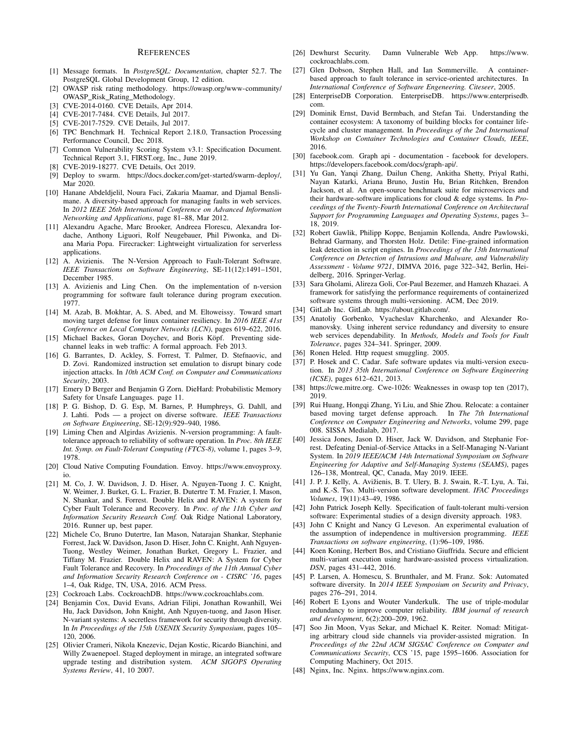## References

[1] Message formats. In *PostgreSQL: Documentation*, chapter 52.7. The PostgreSQL Global Development Group, 12 edition.

[2] OWASP risk rating methodology. https://owasp.org/www-community/OWASP_Risk_Rating_Methodology.

[3] CVE-2014-0160. CVE Details, Apr 2014.

[4] CVE-2017-7484. CVE Details, Jul 2017.

[5] CVE-2017-7529. CVE Details, Jul 2017.

[6] TPC Benchmark H. Technical Report 2.18.0, Transaction Processing Performance Council, Dec 2018.

[7] Common Vulnerability Scoring System v3.1: Specification Document. Technical Report 3.1, FIRST.org, Inc., June 2019.

[8] CVE-2019-18277. CVE Details, Oct 2019.

[9] Deploy to swarm. https://docs.docker.com/get-started/swarm-deploy/, Mar 2020.

[10] Hanane Abdeldjelil, Noura Faci, Zakaria Maamar, and Djamal Benslimane. A diversity-based approach for managing faults in web services. In *2012 IEEE 26th International Conference on Advanced Information Networking and Applications*, page 81–88, Mar 2012.

[11] Alexandru Agache, Marc Brooker, Andreea Florescu, Alexandra Iordache, Anthony Liguori, Rolf Neugebauer, Phil Piwonka, and Diana Maria Popa. Firecracker: Lightweight virtualization for serverless applications.

[12] A. Avizienis. The N-Version Approach to Fault-Tolerant Software. *IEEE Transactions on Software Engineering*, SE-11(12):1491–1501, December 1985.

[13] A. Avizienis and Ling Chen. On the implementation of n-version programming for software fault tolerance during program execution. 1977.

[14] M. Azab, B. Mokhtar, A. S. Abed, and M. Eltoweissy. Toward smart moving target defense for linux container resiliency. In *2016 IEEE 41st Conference on Local Computer Networks (LCN)*, pages 619–622, 2016.

[15] Michael Backes, Goran Doychev, and Boris Köpf. Preventing side-channel leaks in web traffic: A formal approach. Feb 2013.

[16] G. Barrantes, D. Ackley, S. Forrest, T. Palmer, D. Stefnaovic, and D. Zovi. Randomized instruction set emulation to disrupt binary code injection attacks. In *10th ACM Conf. on Computer and Communications Security*, 2003.

[17] Emery D Berger and Benjamin G Zorn. DieHard: Probabilistic Memory Safety for Unsafe Languages. page 11.

[18] P. G. Bishop, D. G. Esp, M. Barnes, P. Humphreys, G. Dahll, and J. Lahti. Pods — a project on diverse software. *IEEE Transactions on Software Engineering*, SE-12(9):929–940, 1986.

[19] Liming Chen and Algirdas Avizienis. N-version programming: A fault-tolerance approach to reliability of software operation. In *Proc. 8th IEEE Int. Symp. on Fault-Tolerant Computing (FTCS-8)*, volume 1, pages 3–9, 1978.

[20] Cloud Native Computing Foundation. Envoy. https://www.envoyproxy.io.

[21] M. Co, J. W. Davidson, J. D. Hiser, A. Nguyen-Tuong J. C. Knight, W. Weimer, J. Burket, G. L. Frazier, B. Dutertre T. M. Frazier, I. Mason, N. Shankar, and S. Forrest. Double Helix and RAVEN: A system for Cyber Fault Tolerance and Recovery. In *Proc. of the 11th Cyber and Information Security Research Conf.* Oak Ridge National Laboratory, 2016. Runner up, best paper.

[22] Michele Co, Bruno Dutertre, Ian Mason, Natarajan Shankar, Stephanie Forrest, Jack W. Davidson, Jason D. Hiser, John C. Knight, Anh Nguyen-Tuong, Westley Weimer, Jonathan Burket, Gregory L. Frazier, and Tiffany M. Frazier. Double Helix and RAVEN: A System for Cyber Fault Tolerance and Recovery. In *Proceedings of the 11th Annual Cyber and Information Security Research Conference on - CISRC '16*, pages 1–4, Oak Ridge, TN, USA, 2016. ACM Press.

[23] Cockroach Labs. CockroachDB. https://www.cockroachlabs.com.

[24] Benjamin Cox, David Evans, Adrian Filipi, Jonathan Rowanhill, Wei Hu, Jack Davidson, John Knight, Anh Nguyen-tuong, and Jason Hiser. N-variant systems: A secretless framework for security through diversity. In *In Proceedings of the 15th USENIX Security Symposium*, pages 105–120, 2006.

[25] Olivier Crameri, Nikola Knezevic, Dejan Kostic, Ricardo Bianchini, and Willy Zwaenepoel. Staged deployment in mirage, an integrated software upgrade testing and distribution system. *ACM SIGOPS Operating Systems Review*, 41, 10 2007.

[26] Dewhurst Security. Damn Vulnerable Web App. https://www.cockroachlabs.com.

[27] Glen Dobson, Stephen Hall, and Ian Sommerville. A container-based approach to fault tolerance in service-oriented architectures. In *International Conference of Software Engeneering. Citeseer*, 2005.

[28] EnterpriseDB Corporation. EnterpriseDB. https://www.enterprisedb.com.

[29] Dominik Ernst, David Bermbach, and Stefan Tai. Understanding the container ecosystem: A taxonomy of building blocks for container lifecycle and cluster management. In *Proceedings of the 2nd International Workshop on Container Technologies and Container Clouds, IEEE*, 2016.

[30] facebook.com. Graph api - documentation - facebook for developers. https://developers.facebook.com/docs/graph-api/.

[31] Yu Gan, Yanqi Zhang, Dailun Cheng, Ankitha Shetty, Priyal Rathi, Nayan Katarki, Ariana Bruno, Justin Hu, Brian Ritchken, Brendon Jackson, et al. An open-source benchmark suite for microservices and their hardware-software implications for cloud & edge systems. In *Proceedings of the Twenty-Fourth International Conference on Architectural Support for Programming Languages and Operating Systems*, pages 3–18, 2019.

[32] Robert Gawlik, Philipp Koppe, Benjamin Kollenda, Andre Pawlowski, Behrad Garmany, and Thorsten Holz. Detile: Fine-grained information leak detection in script engines. In *Proceedings of the 13th International Conference on Detection of Intrusions and Malware, and Vulnerability Assessment - Volume 9721*, DIMVA 2016, page 322–342, Berlin, Heidelberg, 2016. Springer-Verlag.

[33] Sara Gholami, Alireza Goli, Cor-Paul Bezemer, and Hamzeh Khazaei. A framework for satisfying the performance requirements of containerized software systems through multi-versioning. ACM, Dec 2019.

[34] GitLab Inc. GitLab. https://about.gitlab.com/.

[35] Anatoliy Gorbenko, Vyacheslav Kharchenko, and Alexander Romanovsky. Using inherent service redundancy and diversity to ensure web services dependability. In *Methods, Models and Tools for Fault Tolerance*, pages 324–341. Springer, 2009.

[36] Ronen Heled. Http request smuggling. 2005.

[37] P. Hosek and C. Cadar. Safe software updates via multi-version execution. In *2013 35th International Conference on Software Engineering (ICSE)*, pages 612–621, 2013.

[38] https://cwe.mitre.org. Cwe-1026: Weaknesses in owasp top ten (2017), 2019.

[39] Rui Huang, Hongqi Zhang, Yi Liu, and Shie Zhou. Relocate: a container based moving target defense approach. In *The 7th International Conference on Computer Engineering and Networks*, volume 299, page 008. SISSA Medialab, 2017.

[40] Jessica Jones, Jason D. Hiser, Jack W. Davidson, and Stephanie Forrest. Defeating Denial-of-Service Attacks in a Self-Managing N-Variant System. In *2019 IEEE/ACM 14th International Symposium on Software Engineering for Adaptive and Self-Managing Systems (SEAMS)*, pages 126–138, Montreal, QC, Canada, May 2019. IEEE.

[41] J. P. J. Kelly, A. Avižienis, B. T. Ulery, B. J. Swain, R.-T. Lyu, A. Tai, and K.-S. Tso. Multi-version software development. *IFAC Proceedings Volumes*, 19(11):43–49, 1986.

[42] John Patrick Joseph Kelly. Specification of fault-tolerant multi-version software: Experimental studies of a design diversity approach. 1983.

[43] John C Knight and Nancy G Leveson. An experimental evaluation of the assumption of independence in multiversion programming. *IEEE Transactions on software engineering*, (1):96–109, 1986.

[44] Koen Koning, Herbert Bos, and Cristiano Giuffrida. Secure and efficient multi-variant execution using hardware-assisted process virtualization. *DSN*, pages 431–442, 2016.

[45] P. Larsen, A. Homescu, S. Brunthaler, and M. Franz. Sok: Automated software diversity. In *2014 IEEE Symposium on Security and Privacy*, pages 276–291, 2014.

[46] Robert E Lyons and Wouter Vanderkulk. The use of triple-modular redundancy to improve computer reliability. *IBM journal of research and development*, 6(2):200–209, 1962.

[47] Soo Jin Moon, Vyas Sekar, and Michael K. Reiter. Nomad: Mitigating arbitrary cloud side channels via provider-assisted migration. In *Proceedings of the 22nd ACM SIGSAC Conference on Computer and Communications Security*, CCS '15, page 1595–1606. Association for Computing Machinery, Oct 2015.

[48] Nginx, Inc. Nginx. https://www.nginx.com.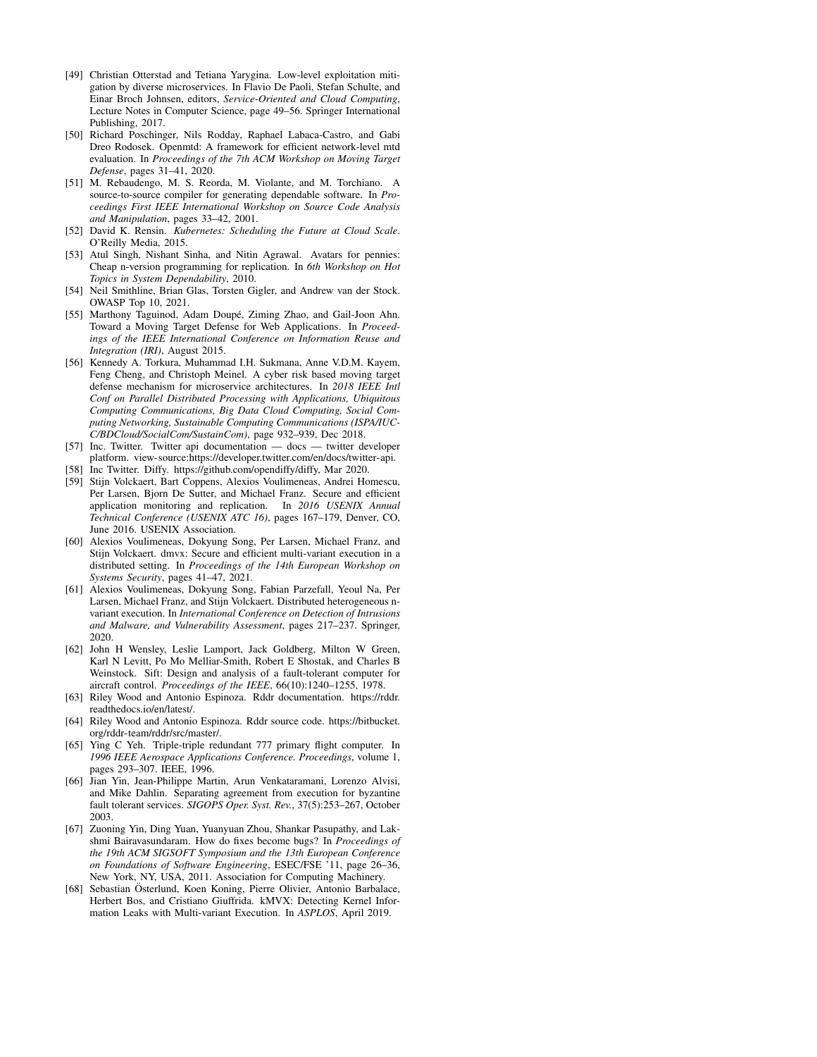[49] Christian Otterstad and Tetiana Yarygina. Low-level exploitation mitigation by diverse microservices. In Flavio De Paoli, Stefan Schulte, and Einar Broch Johnsen, editors, *Service-Oriented and Cloud Computing*, Lecture Notes in Computer Science, page 49–56. Springer International Publishing, 2017.

[50] Richard Poschinger, Nils Rodday, Raphael Labaca-Castro, and Gabi Dreo Rodosek. Openmtd: A framework for efficient network-level mtd evaluation. In *Proceedings of the 7th ACM Workshop on Moving Target Defense*, pages 31–41, 2020.

[51] M. Rebaudengo, M. S. Reorda, M. Violante, and M. Torchiano. A source-to-source compiler for generating dependable software. In *Proceedings First IEEE International Workshop on Source Code Analysis and Manipulation*, pages 33–42, 2001.

[52] David K. Rensin. *Kubernetes: Scheduling the Future at Cloud Scale*. O'Reilly Media, 2015.

[53] Atul Singh, Nishant Sinha, and Nitin Agrawal. Avatars for pennies: Cheap n-version programming for replication. In *6th Workshop on Hot Topics in System Dependability*, 2010.

[54] Neil Smithline, Brian Glas, Torsten Gigler, and Andrew van der Stock. OWASP Top 10, 2021.

[55] Marthony Taguinod, Adam Doupé, Ziming Zhao, and Gail-Joon Ahn. Toward a Moving Target Defense for Web Applications. In *Proceedings of the IEEE International Conference on Information Reuse and Integration (IRI)*, August 2015.

[56] Kennedy A. Torkura, Muhammad I.H. Sukmana, Anne V.D.M. Kayem, Feng Cheng, and Christoph Meinel. A cyber risk based moving target defense mechanism for microservice architectures. In *2018 IEEE Intl Conf on Parallel Distributed Processing with Applications, Ubiquitous Computing Communications, Big Data Cloud Computing, Social Computing Networking, Sustainable Computing Communications (ISPA/IUCC/BDCloud/SocialCom/SustainCom)*, page 932–939, Dec 2018.

[57] Inc. Twitter. Twitter api documentation — docs — twitter developer platform. view-source:https://developer.twitter.com/en/docs/twitter-api.

[58] Inc Twitter. Diffy. https://github.com/opendiffy/diffy, Mar 2020.

[59] Stijn Volckaert, Bart Coppens, Alexios Voulimeneas, Andrei Homescu, Per Larsen, Bjorn De Sutter, and Michael Franz. Secure and efficient application monitoring and replication. In *2016 USENIX Annual Technical Conference (USENIX ATC 16)*, pages 167–179, Denver, CO, June 2016. USENIX Association.

[60] Alexios Voulimeneas, Dokyung Song, Per Larsen, Michael Franz, and Stijn Volckaert. dmvx: Secure and efficient multi-variant execution in a distributed setting. In *Proceedings of the 14th European Workshop on Systems Security*, pages 41–47, 2021.

[61] Alexios Voulimeneas, Dokyung Song, Fabian Parzefall, Yeoul Na, Per Larsen, Michael Franz, and Stijn Volckaert. Distributed heterogeneous n-variant execution. In *International Conference on Detection of Intrusions and Malware, and Vulnerability Assessment*, pages 217–237. Springer, 2020.

[62] John H Wensley, Leslie Lamport, Jack Goldberg, Milton W Green, Karl N Levitt, Po Mo Melliar-Smith, Robert E Shostak, and Charles B Weinstock. Sift: Design and analysis of a fault-tolerant computer for aircraft control. *Proceedings of the IEEE*, 66(10):1240–1255, 1978.

[63] Riley Wood and Antonio Espinoza. Rddr documentation. https://rddr.readthedocs.io/en/latest/.

[64] Riley Wood and Antonio Espinoza. Rddr source code. https://bitbucket.org/rddr-team/rddr/src/master/.

[65] Ying C Yeh. Triple-triple redundant 777 primary flight computer. In *1996 IEEE Aerospace Applications Conference. Proceedings*, volume 1, pages 293–307. IEEE, 1996.

[66] Jian Yin, Jean-Philippe Martin, Arun Venkataramani, Lorenzo Alvisi, and Mike Dahlin. Separating agreement from execution for byzantine fault tolerant services. *SIGOPS Oper. Syst. Rev.*, 37(5):253–267, October 2003.

[67] Zuoning Yin, Ding Yuan, Yuanyuan Zhou, Shankar Pasupathy, and Lakshmi Bairavasundaram. How do fixes become bugs? In *Proceedings of the 19th ACM SIGSOFT Symposium and the 13th European Conference on Foundations of Software Engineering*, ESEC/FSE '11, page 26–36, New York, NY, USA, 2011. Association for Computing Machinery.

[68] Sebastian Österlund, Koen Koning, Pierre Olivier, Antonio Barbalace, Herbert Bos, and Cristiano Giuffrida. kMVX: Detecting Kernel Information Leaks with Multi-variant Execution. In *ASPLOS*, April 2019.